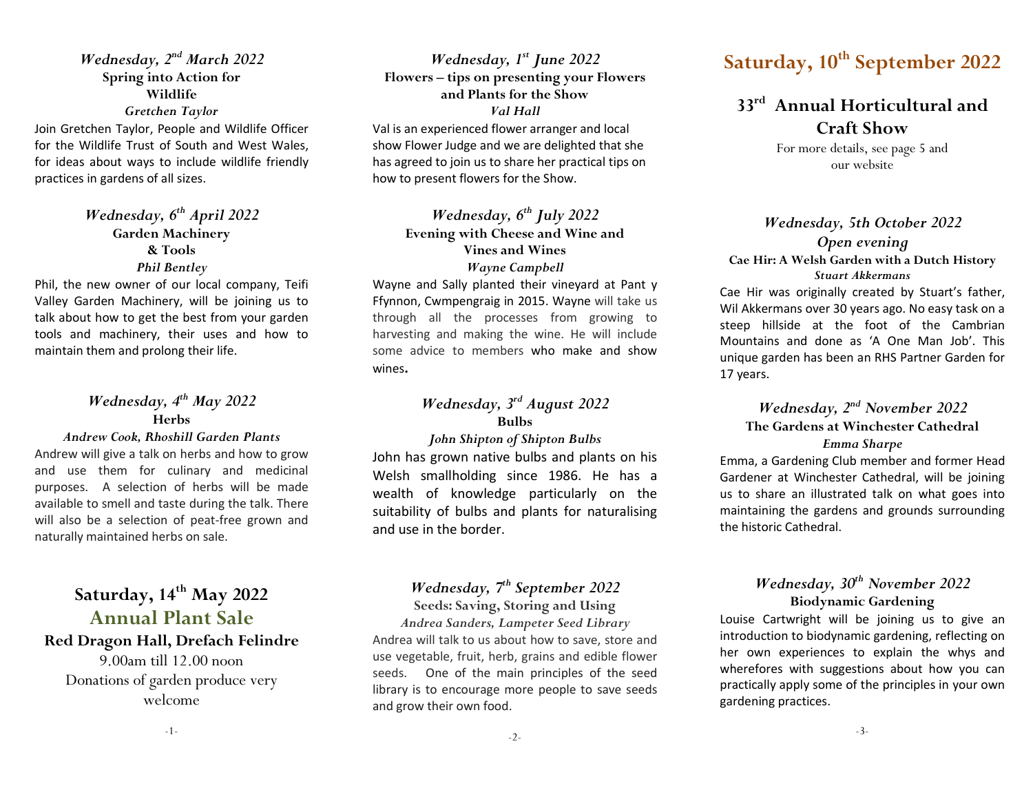### *Wednesday, 2nd March 2022*

**Spring into Action for Wildlife**

***Gretchen Taylor***

Join Gretchen Taylor, People and Wildlife Officer for the Wildlife Trust of South and West Wales, for ideas about ways to include wildlife friendly practices in gardens of all sizes.

### *Wednesday, 6th April 2022*

**Garden Machinery & Tools**

***Phil Bentley***

Phil, the new owner of our local company, Teifi Valley Garden Machinery, will be joining us to talk about how to get the best from your garden tools and machinery, their uses and how to maintain them and prolong their life.

### *Wednesday, 4th May 2022*

**Herbs**

***Andrew Cook, Rhoshill Garden Plants***

Andrew will give a talk on herbs and how to grow and use them for culinary and medicinal purposes. A selection of herbs will be made available to smell and taste during the talk. There will also be a selection of peat-free grown and naturally maintained herbs on sale.

## Saturday, 14th May 2022

## Annual Plant Sale

**Red Dragon Hall, Drefach Felindre**

9.00am till 12.00 noon

Donations of garden produce very welcome

### *Wednesday, 1st June 2022*

**Flowers – tips on presenting your Flowers and Plants for the Show**

***Val Hall***

Val is an experienced flower arranger and local show Flower Judge and we are delighted that she has agreed to join us to share her practical tips on how to present flowers for the Show.

### *Wednesday, 6th July 2022*

**Evening with Cheese and Wine and Vines and Wines**

***Wayne Campbell***

Wayne and Sally planted their vineyard at Pant y Ffynnon, Cwmpengraig in 2015. Wayne will take us through all the processes from growing to harvesting and making the wine. He will include some advice to members who make and show wines**.**

### *Wednesday, 3rd August 2022*

**Bulbs**

***John Shipton of Shipton Bulbs***

John has grown native bulbs and plants on his Welsh smallholding since 1986. He has a wealth of knowledge particularly on the suitability of bulbs and plants for naturalising and use in the border.

### *Wednesday, 7th September 2022*

**Seeds: Saving, Storing and Using**

***Andrea Sanders, Lampeter Seed Library***

Andrea will talk to us about how to save, store and use vegetable, fruit, herb, grains and edible flower seeds. One of the main principles of the seed library is to encourage more people to save seeds and grow their own food.

## Saturday, 10th September 2022

## 33rd Annual Horticultural and Craft Show

For more details, see page 5 and our website

### *Wednesday, 5th October 2022*

***Open evening***

**Cae Hir: A Welsh Garden with a Dutch History**

***Stuart Akkermans***

Cae Hir was originally created by Stuart's father, Wil Akkermans over 30 years ago. No easy task on a steep hillside at the foot of the Cambrian Mountains and done as 'A One Man Job'. This unique garden has been an RHS Partner Garden for 17 years.

### *Wednesday, 2nd November 2022*

**The Gardens at Winchester Cathedral**

***Emma Sharpe***

Emma, a Gardening Club member and former Head Gardener at Winchester Cathedral, will be joining us to share an illustrated talk on what goes into maintaining the gardens and grounds surrounding the historic Cathedral.

### *Wednesday, 30th November 2022*

**Biodynamic Gardening**

Louise Cartwright will be joining us to give an introduction to biodynamic gardening, reflecting on her own experiences to explain the whys and wherefores with suggestions about how you can practically apply some of the principles in your own gardening practices.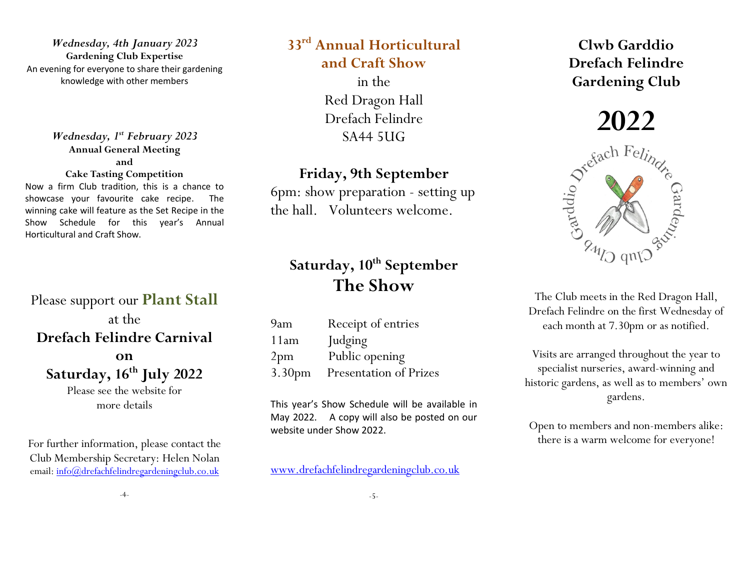*Wednesday, 4th January 2023*

**Gardening Club Expertise**

An evening for everyone to share their gardening knowledge with other members

*Wednesday, 1st February 2023*

**Annual General Meeting**

**and**

**Cake Tasting Competition**

Now a firm Club tradition, this is a chance to showcase your favourite cake recipe. The winning cake will feature as the Set Recipe in the Show Schedule for this year's Annual Horticultural and Craft Show.

Please support our **Plant Stall**

at the

**Drefach Felindre Carnival**

**on**

**Saturday, 16th July 2022**

Please see the website for more details

For further information, please contact the Club Membership Secretary: Helen Nolan
email: [info@drefachfelindregardeningclub.co.uk](mailto:info@drefachfelindregardeningclub.co.uk)

## 33rd Annual Horticultural and Craft Show

in the
Red Dragon Hall
Drefach Felindre
SA44 5UG

### Friday, 9th September

6pm: show preparation - setting up the hall. Volunteers welcome.

### Saturday, 10th September

## The Show

| | |
|---|---|
| 9am | Receipt of entries |
| 11am | Judging |
| 2pm | Public opening |
| 3.30pm | Presentation of Prizes |

This year's Show Schedule will be available in May 2022. A copy will also be posted on our website under Show 2022.

[www.drefachfelindregardeningclub.co.uk](http://www.drefachfelindregardeningclub.co.uk)

# Clwb Garddio Drefach Felindre Gardening Club

# 2022

Garddio Drefach Felindre Gardening Club Clwb

The Club meets in the Red Dragon Hall, Drefach Felindre on the first Wednesday of each month at 7.30pm or as notified.

Visits are arranged throughout the year to specialist nurseries, award-winning and historic gardens, as well as to members' own gardens.

Open to members and non-members alike: there is a warm welcome for everyone!